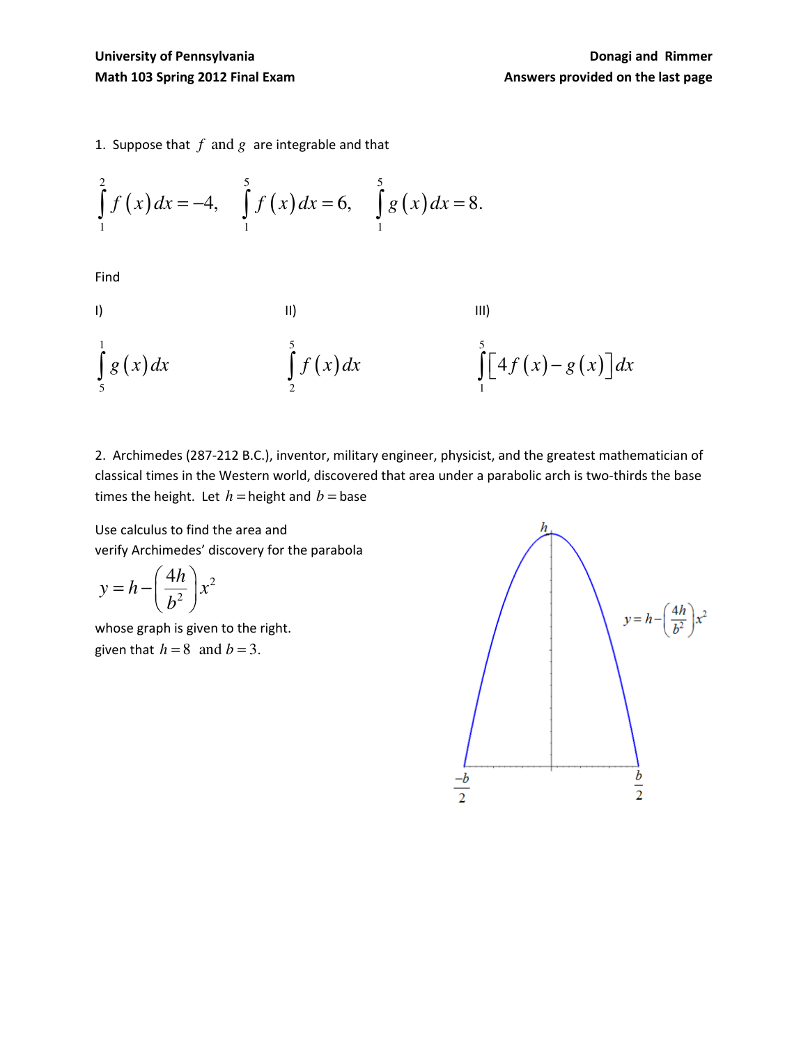**University of Pennsylvania** **Donagi and Rimmer**

**Math 103 Spring 2012 Final Exam** **Answers provided on the last page**

1. Suppose that $f$ and $g$ are integrable and that

$$\int_1^2 f(x)\,dx = -4, \quad \int_1^5 f(x)\,dx = 6, \quad \int_1^5 g(x)\,dx = 8.$$

Find

I)

$$\int_5^1 g(x)\,dx$$

II)

$$\int_2^5 f(x)\,dx$$

III)

$$\int_1^5 \left[4f(x) - g(x)\right]dx$$

2. Archimedes (287-212 B.C.), inventor, military engineer, physicist, and the greatest mathematician of classical times in the Western world, discovered that area under a parabolic arch is two-thirds the base times the height. Let $h =$ height and $b =$ base

Use calculus to find the area and verify Archimedes' discovery for the parabola

$$y = h - \left(\frac{4h}{b^2}\right)x^2$$

whose graph is given to the right.

given that $h = 8$ and $b = 3$.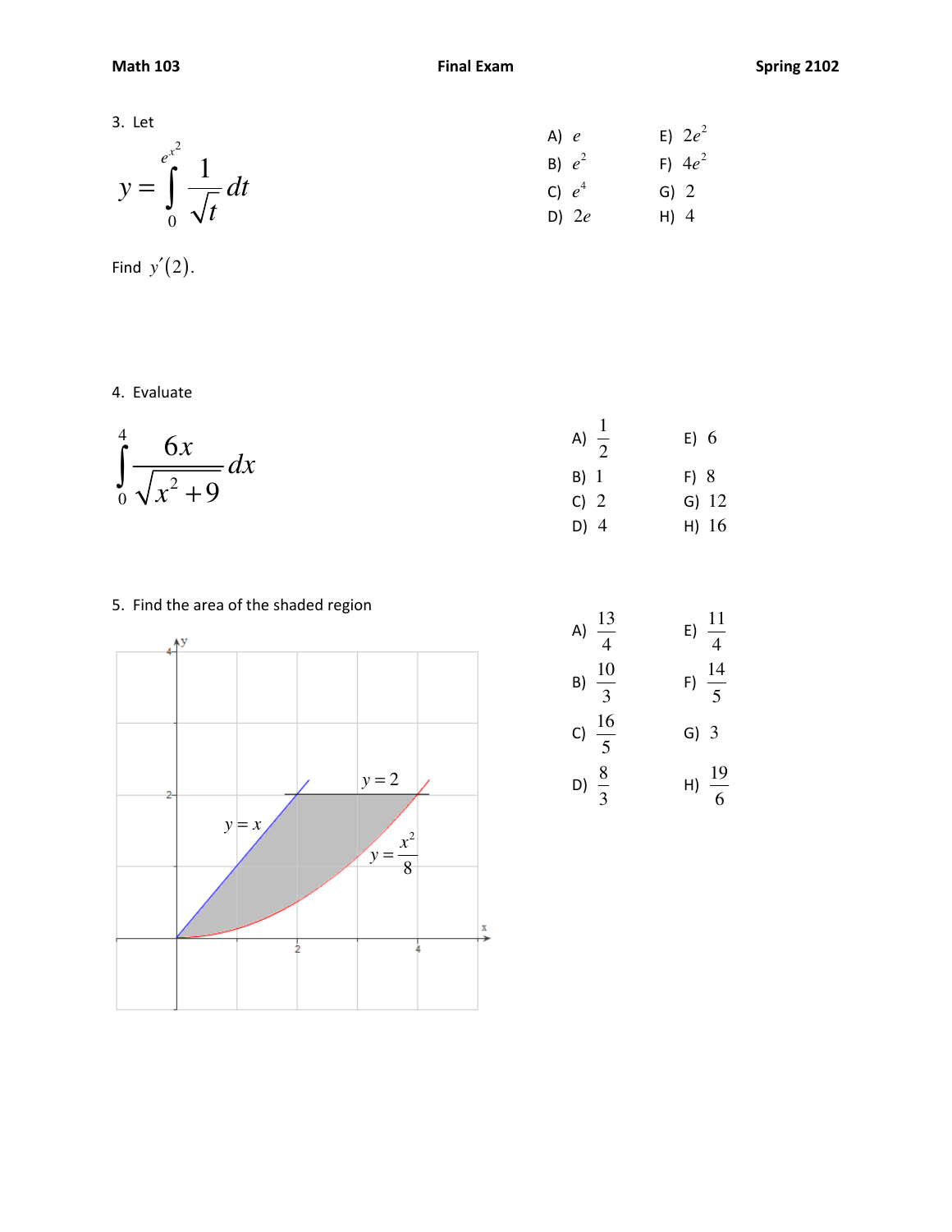3. Let

$$y = \int_0^{e^{x^2}} \frac{1}{\sqrt{t}}\, dt$$

Find $y'(2)$.

A) $e$

B) $e^2$

C) $e^4$

D) $2e$

E) $2e^2$

F) $4e^2$

G) $2$

H) $4$

4. Evaluate

$$\int_0^4 \frac{6x}{\sqrt{x^2+9}}\, dx$$

A) $\frac{1}{2}$

B) $1$

C) $2$

D) $4$

E) $6$

F) $8$

G) $12$

H) $16$

5. Find the area of the shaded region

A) $\frac{13}{4}$

B) $\frac{10}{3}$

C) $\frac{16}{5}$

D) $\frac{8}{3}$

E) $\frac{11}{4}$

F) $\frac{14}{5}$

G) $3$

H) $\frac{19}{6}$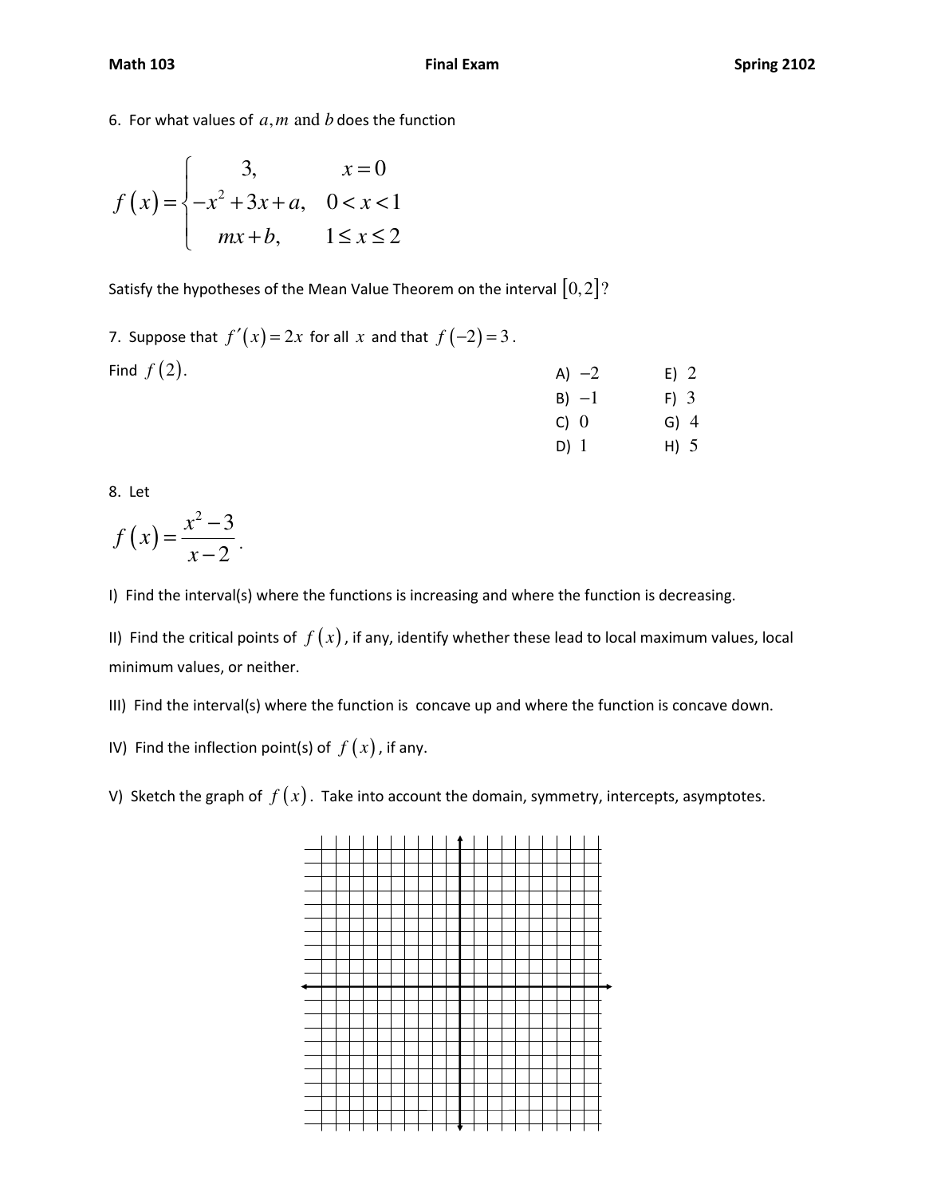6. For what values of $a, m$ and $b$ does the function

$$f(x) = \begin{cases} 3, & x = 0 \\ -x^2 + 3x + a, & 0 < x < 1 \\ mx + b, & 1 \le x \le 2 \end{cases}$$

Satisfy the hypotheses of the Mean Value Theorem on the interval $[0, 2]$?

7. Suppose that $f'(x) = 2x$ for all $x$ and that $f(-2) = 3$.

Find $f(2)$.

A) $-2$
B) $-1$
C) $0$
D) $1$
E) $2$
F) $3$
G) $4$
H) $5$

8. Let

$$f(x) = \frac{x^2 - 3}{x - 2}.$$

I) Find the interval(s) where the functions is increasing and where the function is decreasing.

II) Find the critical points of $f(x)$, if any, identify whether these lead to local maximum values, local minimum values, or neither.

III) Find the interval(s) where the function is concave up and where the function is concave down.

IV) Find the inflection point(s) of $f(x)$, if any.

V) Sketch the graph of $f(x)$. Take into account the domain, symmetry, intercepts, asymptotes.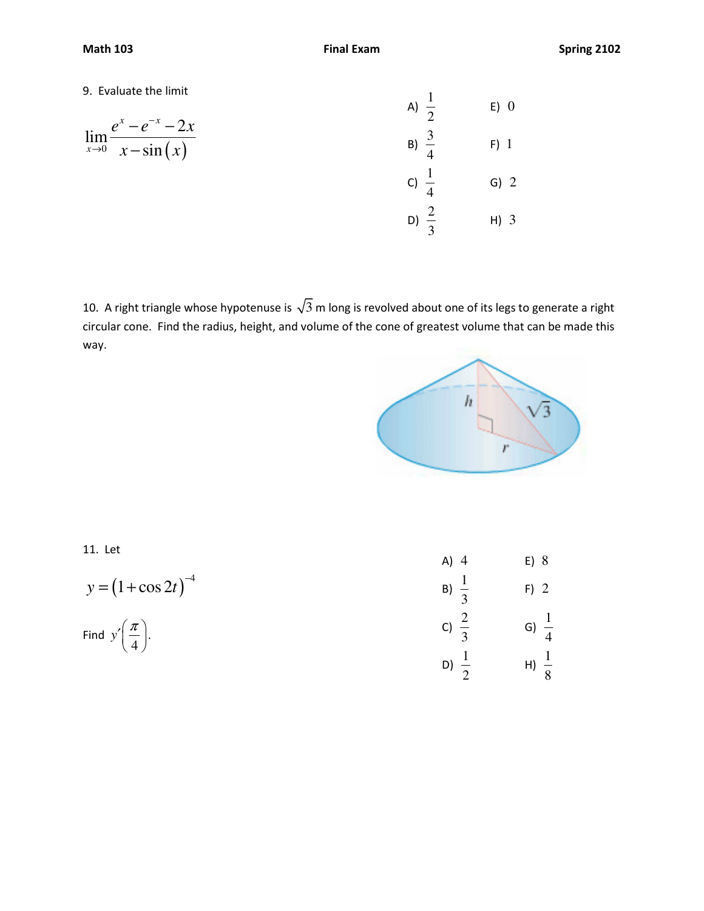9. Evaluate the limit

$$\lim_{x\to 0}\frac{e^x - e^{-x} - 2x}{x - \sin(x)}$$

A) $\frac{1}{2}$

B) $\frac{3}{4}$

C) $\frac{1}{4}$

D) $\frac{2}{3}$

E) $0$

F) $1$

G) $2$

H) $3$

10. A right triangle whose hypotenuse is $\sqrt{3}$ m long is revolved about one of its legs to generate a right circular cone. Find the radius, height, and volume of the cone of greatest volume that can be made this way.

11. Let

$$y = (1+\cos 2t)^{-4}$$

Find $y'\left(\frac{\pi}{4}\right)$.

A) $4$

B) $\frac{1}{3}$

C) $\frac{2}{3}$

D) $\frac{1}{2}$

E) $8$

F) $2$

G) $\frac{1}{4}$

H) $\frac{1}{8}$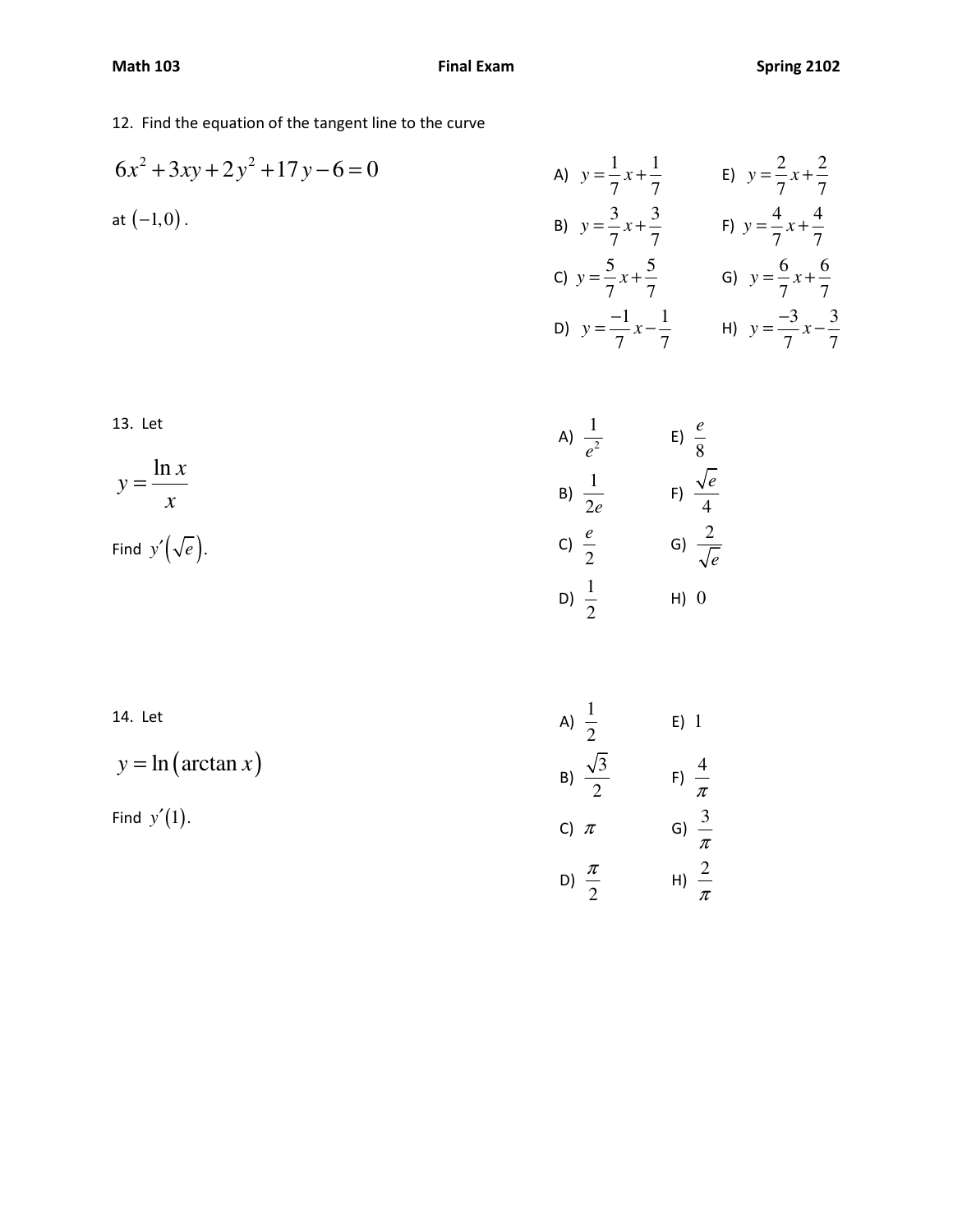12. Find the equation of the tangent line to the curve

$$6x^2+3xy+2y^2+17y-6=0$$

at $(-1,0)$.

A) $y=\frac{1}{7}x+\frac{1}{7}$

B) $y=\frac{3}{7}x+\frac{3}{7}$

C) $y=\frac{5}{7}x+\frac{5}{7}$

D) $y=\frac{-1}{7}x-\frac{1}{7}$

E) $y=\frac{2}{7}x+\frac{2}{7}$

F) $y=\frac{4}{7}x+\frac{4}{7}$

G) $y=\frac{6}{7}x+\frac{6}{7}$

H) $y=\frac{-3}{7}x-\frac{3}{7}$

13. Let

$$y=\frac{\ln x}{x}$$

Find $y'\left(\sqrt{e}\right)$.

A) $\frac{1}{e^2}$

B) $\frac{1}{2e}$

C) $\frac{e}{2}$

D) $\frac{1}{2}$

E) $\frac{e}{8}$

F) $\frac{\sqrt{e}}{4}$

G) $\frac{2}{\sqrt{e}}$

H) $0$

14. Let

$$y=\ln\left(\arctan x\right)$$

Find $y'(1)$.

A) $\frac{1}{2}$

B) $\frac{\sqrt{3}}{2}$

C) $\pi$

D) $\frac{\pi}{2}$

E) $1$

F) $\frac{4}{\pi}$

G) $\frac{3}{\pi}$

H) $\frac{2}{\pi}$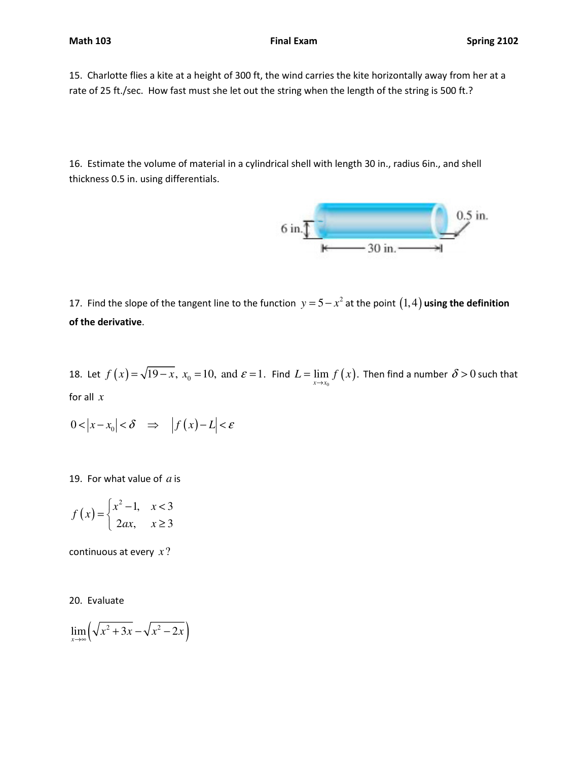15. Charlotte flies a kite at a height of 300 ft, the wind carries the kite horizontally away from her at a rate of 25 ft./sec. How fast must she let out the string when the length of the string is 500 ft.?

16. Estimate the volume of material in a cylindrical shell with length 30 in., radius 6in., and shell thickness 0.5 in. using differentials.

17. Find the slope of the tangent line to the function $y = 5 - x^2$ at the point $(1,4)$ **using the definition of the derivative**.

18. Let $f(x) = \sqrt{19-x},\ x_0 = 10,\ \text{and}\ \varepsilon = 1.$ Find $L = \lim_{x \to x_0} f(x)$. Then find a number $\delta > 0$ such that for all $x$

$$0 < |x - x_0| < \delta \ \Rightarrow \ |f(x) - L| < \varepsilon$$

19. For what value of $a$ is

$$f(x) = \begin{cases} x^2 - 1, & x < 3 \\ 2ax, & x \geq 3 \end{cases}$$

continuous at every $x$?

20. Evaluate

$$\lim_{x \to \infty} \left( \sqrt{x^2 + 3x} - \sqrt{x^2 - 2x} \right)$$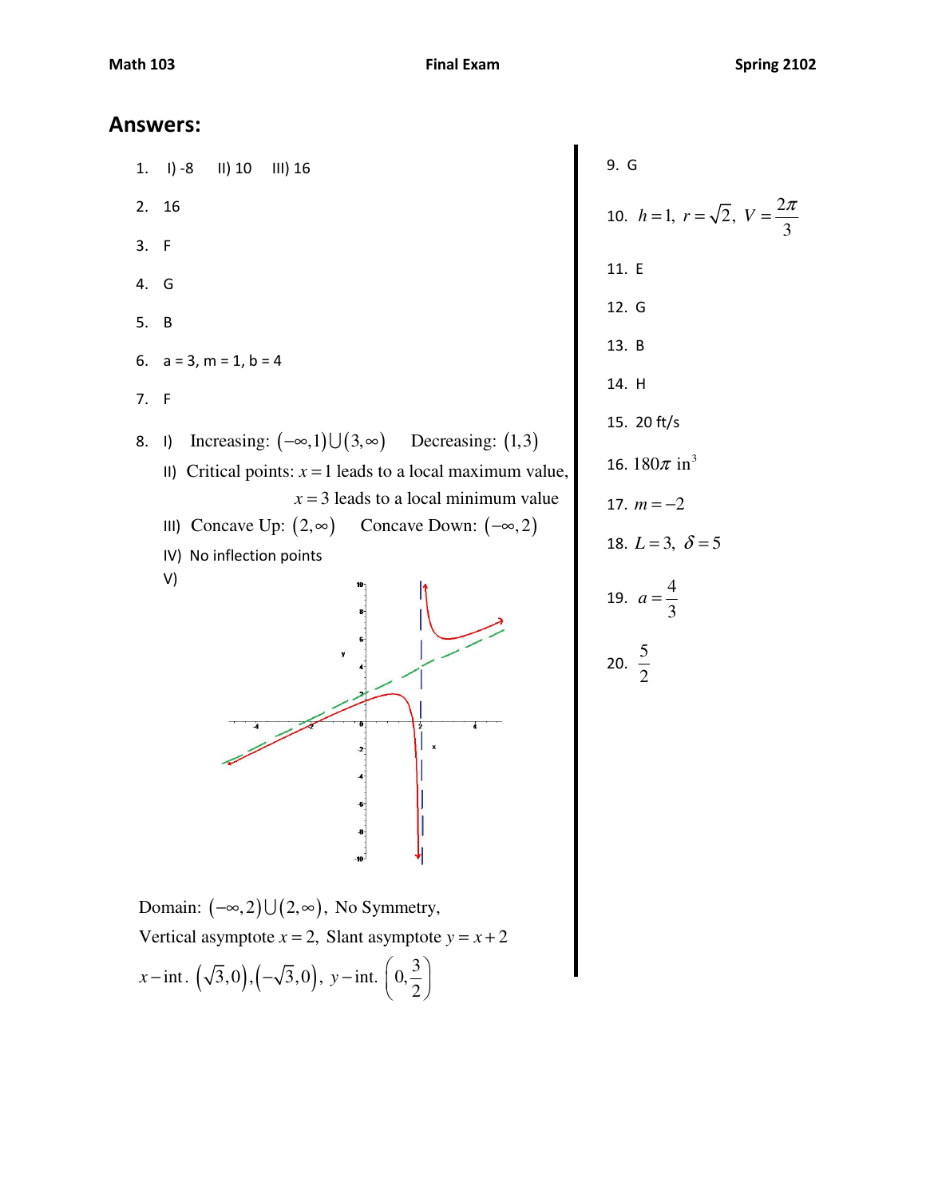## Answers:

1. I) -8  II) 10  III) 16
2. 16
3. F
4. G
5. B
6. a = 3, m = 1, b = 4
7. F
8. I) Increasing: $(-\infty,1)\cup(3,\infty)$  Decreasing: $(1,3)$

   II) Critical points: $x=1$ leads to a local maximum value,
   $x=3$ leads to a local minimum value

   III) Concave Up: $(2,\infty)$  Concave Down: $(-\infty,2)$

   IV) No inflection points

   V)

   10
   8
   6
   y
   4
   2
   -4
   -2
   0
   2
   4
   x
   -2
   -4
   -6
   -8
   -10

   Domain: $(-\infty,2)\cup(2,\infty)$, No Symmetry,

   Vertical asymptote $x=2$, Slant asymptote $y=x+2$

   $x-$int. $(\sqrt{3},0),(-\sqrt{3},0)$, $y-$int. $\left(0,\frac{3}{2}\right)$

9. G
10. $h=1,\ r=\sqrt{2},\ V=\frac{2\pi}{3}$
11. E
12. G
13. B
14. H
15. 20 ft/s
16. $180\pi\ \text{in}^3$
17. $m=-2$
18. $L=3,\ \delta=5$
19. $a=\frac{4}{3}$
20. $\frac{5}{2}$